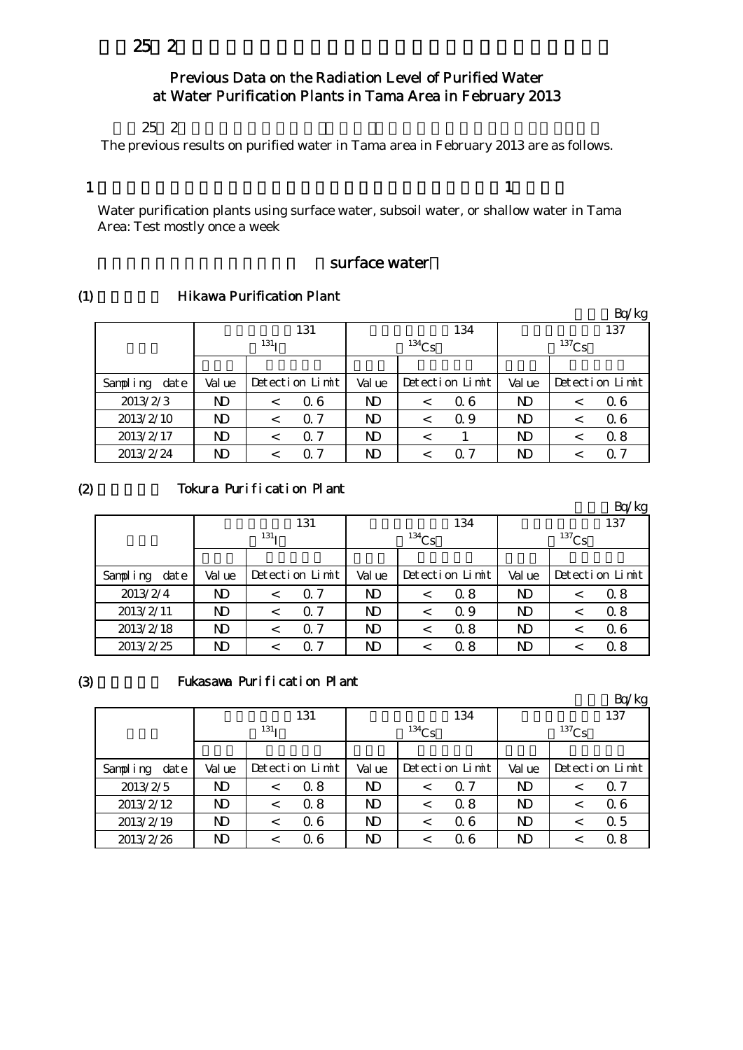# 25 2

## Previous Data on the Radiation Level of Purified Water at Water Purification Plants in Tama Area in February 2013

25 2

The previous results on purified water in Tama area in February 2013 are as follows.

1 1

Water purification plants using surface water, subsoil water, or shallow water in Tama Area: Test mostly once a week

surface water

### (1) Hikawa Purification Plant

Bq/kg

| | 131 $^{131}I$ | | 134 $^{134}Cs$ | | 137 $^{137}Cs$ | |
|---|---|---|---|---|---|---|
| Sampling date | Value | Detection Limit | Value | Detection Limit | Value | Detection Limit |
| 2013/2/3 | ND | < 0.6 | ND | < 0.6 | ND | < 0.6 |
| 2013/2/10 | ND | < 0.7 | ND | < 0.9 | ND | < 0.6 |
| 2013/2/17 | ND | < 0.7 | ND | < 1 | ND | < 0.8 |
| 2013/2/24 | ND | < 0.7 | ND | < 0.7 | ND | < 0.7 |

### (2) Tokura Purification Plant

Bq/kg

| | 131 $^{131}I$ | | 134 $^{134}Cs$ | | 137 $^{137}Cs$ | |
|---|---|---|---|---|---|---|
| Sampling date | Value | Detection Limit | Value | Detection Limit | Value | Detection Limit |
| 2013/2/4 | ND | < 0.7 | ND | < 0.8 | ND | < 0.8 |
| 2013/2/11 | ND | < 0.7 | ND | < 0.9 | ND | < 0.8 |
| 2013/2/18 | ND | < 0.7 | ND | < 0.8 | ND | < 0.6 |
| 2013/2/25 | ND | < 0.7 | ND | < 0.8 | ND | < 0.8 |

### (3) Fukasawa Purification Plant

Bq/kg

| | 131 $^{131}I$ | | 134 $^{134}Cs$ | | 137 $^{137}Cs$ | |
|---|---|---|---|---|---|---|
| Sampling date | Value | Detection Limit | Value | Detection Limit | Value | Detection Limit |
| 2013/2/5 | ND | < 0.8 | ND | < 0.7 | ND | < 0.7 |
| 2013/2/12 | ND | < 0.8 | ND | < 0.8 | ND | < 0.6 |
| 2013/2/19 | ND | < 0.6 | ND | < 0.6 | ND | < 0.5 |
| 2013/2/26 | ND | < 0.6 | ND | < 0.6 | ND | < 0.8 |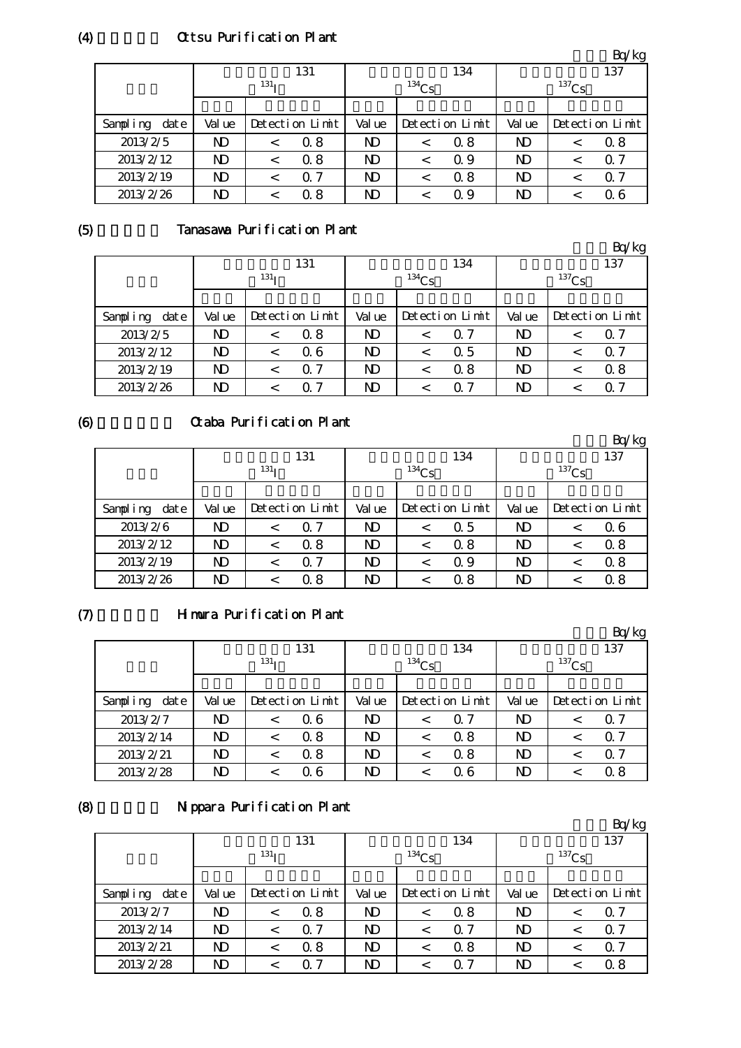## (4) Ottsu Purification Plant

Bq/kg

| | 131 | | 134 | | 137 | |
|---|---|---|---|---|---|---|
| | $^{131}I$ | | $^{134}Cs$ | | $^{137}Cs$ | |
| Sampling date | Value | Detection Limit | Value | Detection Limit | Value | Detection Limit |
| 2013/2/5 | ND | < 0.8 | ND | < 0.8 | ND | < 0.8 |
| 2013/2/12 | ND | < 0.8 | ND | < 0.9 | ND | < 0.7 |
| 2013/2/19 | ND | < 0.7 | ND | < 0.8 | ND | < 0.7 |
| 2013/2/26 | ND | < 0.8 | ND | < 0.9 | ND | < 0.6 |

## (5) Tanasawa Purification Plant

Bq/kg

| | 131 | | 134 | | 137 | |
|---|---|---|---|---|---|---|
| | $^{131}I$ | | $^{134}Cs$ | | $^{137}Cs$ | |
| Sampling date | Value | Detection Limit | Value | Detection Limit | Value | Detection Limit |
| 2013/2/5 | ND | < 0.8 | ND | < 0.7 | ND | < 0.7 |
| 2013/2/12 | ND | < 0.6 | ND | < 0.5 | ND | < 0.7 |
| 2013/2/19 | ND | < 0.7 | ND | < 0.8 | ND | < 0.8 |
| 2013/2/26 | ND | < 0.7 | ND | < 0.7 | ND | < 0.7 |

## (6) Otaba Purification Plant

Bq/kg

| | 131 | | 134 | | 137 | |
|---|---|---|---|---|---|---|
| | $^{131}I$ | | $^{134}Cs$ | | $^{137}Cs$ | |
| Sampling date | Value | Detection Limit | Value | Detection Limit | Value | Detection Limit |
| 2013/2/6 | ND | < 0.7 | ND | < 0.5 | ND | < 0.6 |
| 2013/2/12 | ND | < 0.8 | ND | < 0.8 | ND | < 0.8 |
| 2013/2/19 | ND | < 0.7 | ND | < 0.9 | ND | < 0.8 |
| 2013/2/26 | ND | < 0.8 | ND | < 0.8 | ND | < 0.8 |

## (7) Himura Purification Plant

Bq/kg

| | 131 | | 134 | | 137 | |
|---|---|---|---|---|---|---|
| | $^{131}I$ | | $^{134}Cs$ | | $^{137}Cs$ | |
| Sampling date | Value | Detection Limit | Value | Detection Limit | Value | Detection Limit |
| 2013/2/7 | ND | < 0.6 | ND | < 0.7 | ND | < 0.7 |
| 2013/2/14 | ND | < 0.8 | ND | < 0.8 | ND | < 0.7 |
| 2013/2/21 | ND | < 0.8 | ND | < 0.8 | ND | < 0.7 |
| 2013/2/28 | ND | < 0.6 | ND | < 0.6 | ND | < 0.8 |

## (8) Nippara Purification Plant

Bq/kg

| | 131 | | 134 | | 137 | |
|---|---|---|---|---|---|---|
| | $^{131}I$ | | $^{134}Cs$ | | $^{137}Cs$ | |
| Sampling date | Value | Detection Limit | Value | Detection Limit | Value | Detection Limit |
| 2013/2/7 | ND | < 0.8 | ND | < 0.8 | ND | < 0.7 |
| 2013/2/14 | ND | < 0.7 | ND | < 0.7 | ND | < 0.7 |
| 2013/2/21 | ND | < 0.8 | ND | < 0.8 | ND | < 0.7 |
| 2013/2/28 | ND | < 0.7 | ND | < 0.7 | ND | < 0.8 |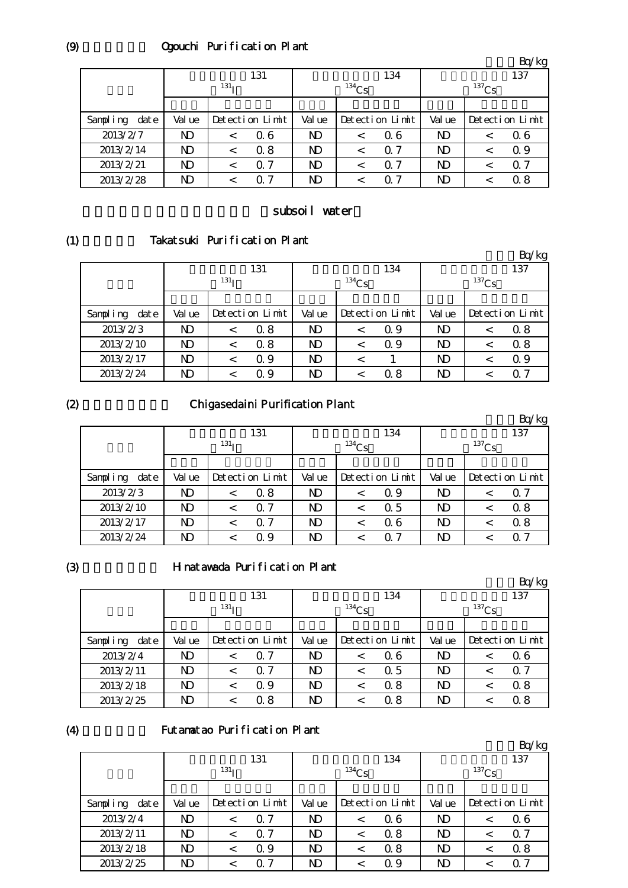(9) Ogouchi Purification Plant

Bq/kg

| | 131 $^{131}$I | | | 134 $^{134}$Cs | | | 137 $^{137}$Cs | | |
|---|---|---|---|---|---|---|---|---|---|
| Sampling date | Value | Detection Limit | | Value | Detection Limit | | Value | Detection Limit | |
| 2013/2/7 | ND | < | 0.6 | ND | < | 0.6 | ND | < | 0.6 |
| 2013/2/14 | ND | < | 0.8 | ND | < | 0.7 | ND | < | 0.9 |
| 2013/2/21 | ND | < | 0.7 | ND | < | 0.7 | ND | < | 0.7 |
| 2013/2/28 | ND | < | 0.7 | ND | < | 0.7 | ND | < | 0.8 |

subsoil water

(1) Takatsuki Purification Plant

Bq/kg

| | 131 $^{131}$I | | | 134 $^{134}$Cs | | | 137 $^{137}$Cs | | |
|---|---|---|---|---|---|---|---|---|---|
| Sampling date | Value | Detection Limit | | Value | Detection Limit | | Value | Detection Limit | |
| 2013/2/3 | ND | < | 0.8 | ND | < | 0.9 | ND | < | 0.8 |
| 2013/2/10 | ND | < | 0.8 | ND | < | 0.9 | ND | < | 0.8 |
| 2013/2/17 | ND | < | 0.9 | ND | < | 1 | ND | < | 0.9 |
| 2013/2/24 | ND | < | 0.9 | ND | < | 0.8 | ND | < | 0.7 |

(2) Chigasedaini Purification Plant

Bq/kg

| | 131 $^{131}$I | | | 134 $^{134}$Cs | | | 137 $^{137}$Cs | | |
|---|---|---|---|---|---|---|---|---|---|
| Sampling date | Value | Detection Limit | | Value | Detection Limit | | Value | Detection Limit | |
| 2013/2/3 | ND | < | 0.8 | ND | < | 0.9 | ND | < | 0.7 |
| 2013/2/10 | ND | < | 0.7 | ND | < | 0.5 | ND | < | 0.8 |
| 2013/2/17 | ND | < | 0.7 | ND | < | 0.6 | ND | < | 0.8 |
| 2013/2/24 | ND | < | 0.9 | ND | < | 0.7 | ND | < | 0.7 |

(3) Hinatawada Purification Plant

Bq/kg

| | 131 $^{131}$I | | | 134 $^{134}$Cs | | | 137 $^{137}$Cs | | |
|---|---|---|---|---|---|---|---|---|---|
| Sampling date | Value | Detection Limit | | Value | Detection Limit | | Value | Detection Limit | |
| 2013/2/4 | ND | < | 0.7 | ND | < | 0.6 | ND | < | 0.6 |
| 2013/2/11 | ND | < | 0.7 | ND | < | 0.5 | ND | < | 0.7 |
| 2013/2/18 | ND | < | 0.9 | ND | < | 0.8 | ND | < | 0.8 |
| 2013/2/25 | ND | < | 0.8 | ND | < | 0.8 | ND | < | 0.8 |

(4) Futamatao Purification Plant

Bq/kg

| | 131 $^{131}$I | | | 134 $^{134}$Cs | | | 137 $^{137}$Cs | | |
|---|---|---|---|---|---|---|---|---|---|
| Sampling date | Value | Detection Limit | | Value | Detection Limit | | Value | Detection Limit | |
| 2013/2/4 | ND | < | 0.7 | ND | < | 0.6 | ND | < | 0.6 |
| 2013/2/11 | ND | < | 0.7 | ND | < | 0.8 | ND | < | 0.7 |
| 2013/2/18 | ND | < | 0.9 | ND | < | 0.8 | ND | < | 0.8 |
| 2013/2/25 | ND | < | 0.7 | ND | < | 0.9 | ND | < | 0.7 |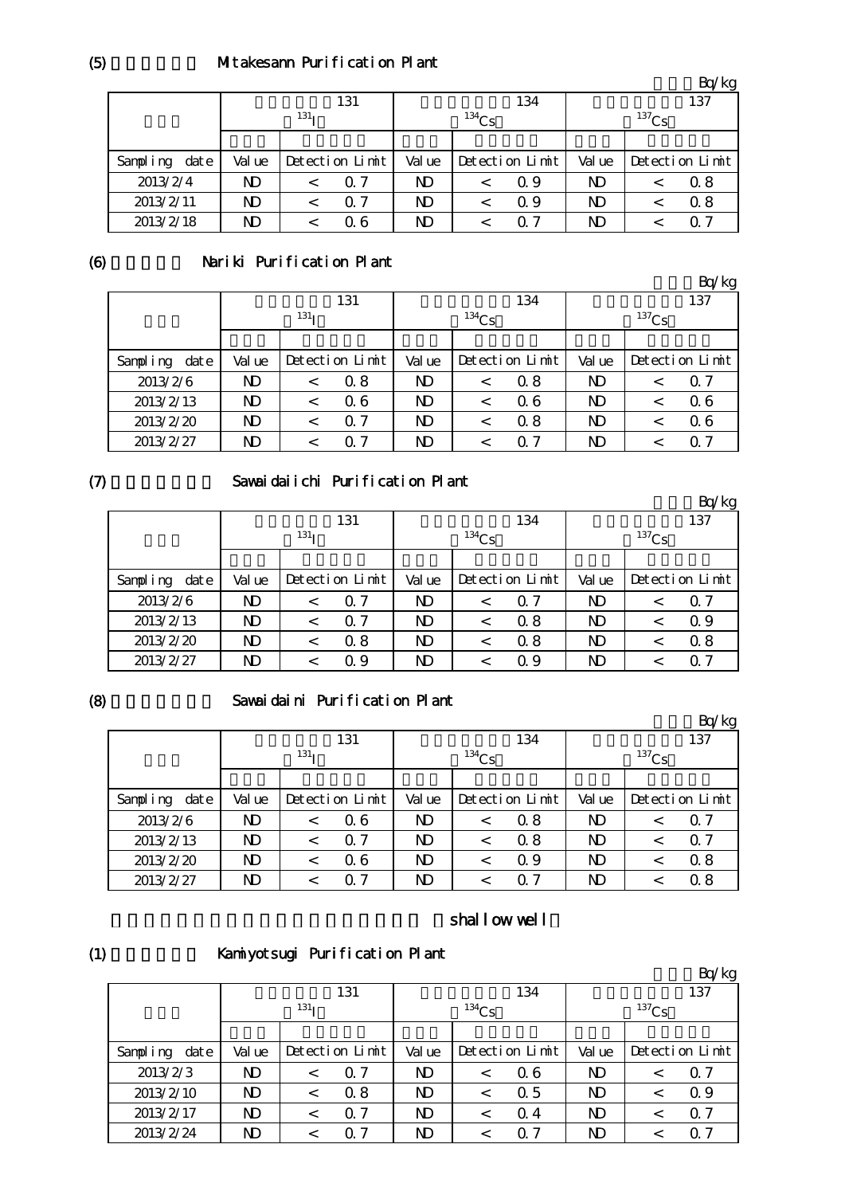(5) Mitakesann Purification Plant

Bq/kg

| Sampling date | 131 $^{131}I$ Value | Detection Limit | 134 $^{134}Cs$ Value | Detection Limit | 137 $^{137}Cs$ Value | Detection Limit |
|---|---|---|---|---|---|---|
| 2013/2/4 | ND | < 0.7 | ND | < 0.9 | ND | < 0.8 |
| 2013/2/11 | ND | < 0.7 | ND | < 0.9 | ND | < 0.8 |
| 2013/2/18 | ND | < 0.6 | ND | < 0.7 | ND | < 0.7 |

(6) Nariki Purification Plant

Bq/kg

| Sampling date | 131 $^{131}I$ Value | Detection Limit | 134 $^{134}Cs$ Value | Detection Limit | 137 $^{137}Cs$ Value | Detection Limit |
|---|---|---|---|---|---|---|
| 2013/2/6 | ND | < 0.8 | ND | < 0.8 | ND | < 0.7 |
| 2013/2/13 | ND | < 0.6 | ND | < 0.6 | ND | < 0.6 |
| 2013/2/20 | ND | < 0.7 | ND | < 0.8 | ND | < 0.6 |
| 2013/2/27 | ND | < 0.7 | ND | < 0.7 | ND | < 0.7 |

(7) Sawaidaiichi Purification Plant

Bq/kg

| Sampling date | 131 $^{131}I$ Value | Detection Limit | 134 $^{134}Cs$ Value | Detection Limit | 137 $^{137}Cs$ Value | Detection Limit |
|---|---|---|---|---|---|---|
| 2013/2/6 | ND | < 0.7 | ND | < 0.7 | ND | < 0.7 |
| 2013/2/13 | ND | < 0.7 | ND | < 0.8 | ND | < 0.9 |
| 2013/2/20 | ND | < 0.8 | ND | < 0.8 | ND | < 0.8 |
| 2013/2/27 | ND | < 0.9 | ND | < 0.9 | ND | < 0.7 |

(8) Sawaidaini Purification Plant

Bq/kg

| Sampling date | 131 $^{131}I$ Value | Detection Limit | 134 $^{134}Cs$ Value | Detection Limit | 137 $^{137}Cs$ Value | Detection Limit |
|---|---|---|---|---|---|---|
| 2013/2/6 | ND | < 0.6 | ND | < 0.8 | ND | < 0.7 |
| 2013/2/13 | ND | < 0.7 | ND | < 0.8 | ND | < 0.7 |
| 2013/2/20 | ND | < 0.6 | ND | < 0.9 | ND | < 0.8 |
| 2013/2/27 | ND | < 0.7 | ND | < 0.7 | ND | < 0.8 |

shallow well

(1) Kamiyotsugi Purification Plant

Bq/kg

| Sampling date | 131 $^{131}I$ Value | Detection Limit | 134 $^{134}Cs$ Value | Detection Limit | 137 $^{137}Cs$ Value | Detection Limit |
|---|---|---|---|---|---|---|
| 2013/2/3 | ND | < 0.7 | ND | < 0.6 | ND | < 0.7 |
| 2013/2/10 | ND | < 0.8 | ND | < 0.5 | ND | < 0.9 |
| 2013/2/17 | ND | < 0.7 | ND | < 0.4 | ND | < 0.7 |
| 2013/2/24 | ND | < 0.7 | ND | < 0.7 | ND | < 0.7 |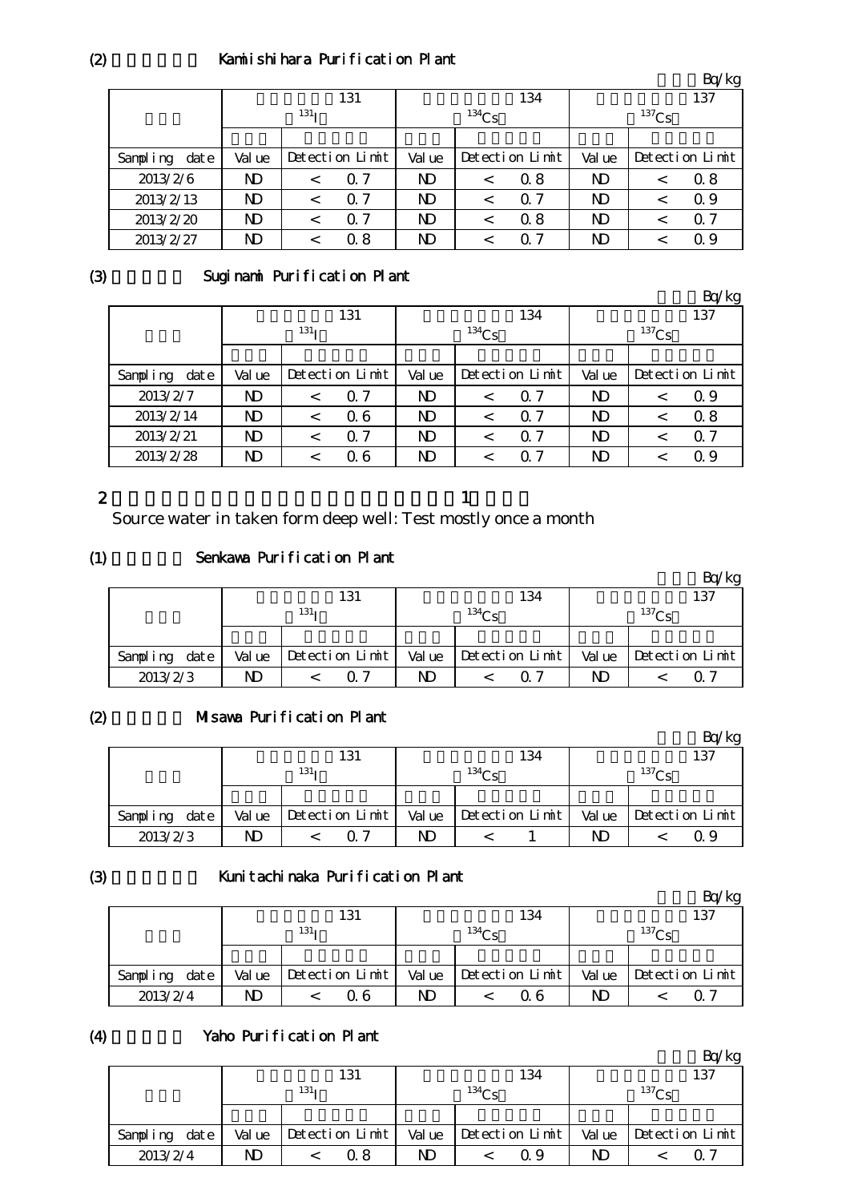(2) Kamiishihara Purification Plant

Bq/kg

| | 131 $^{131}I$ | | 134 $^{134}Cs$ | | 137 $^{137}Cs$ | |
|---|---|---|---|---|---|---|
| Sampling date | Value | Detection Limit | Value | Detection Limit | Value | Detection Limit |
| 2013/2/6 | ND | < 0.7 | ND | < 0.8 | ND | < 0.8 |
| 2013/2/13 | ND | < 0.7 | ND | < 0.7 | ND | < 0.9 |
| 2013/2/20 | ND | < 0.7 | ND | < 0.8 | ND | < 0.7 |
| 2013/2/27 | ND | < 0.8 | ND | < 0.7 | ND | < 0.9 |

(3) Suginami Purification Plant

Bq/kg

| | 131 $^{131}I$ | | 134 $^{134}Cs$ | | 137 $^{137}Cs$ | |
|---|---|---|---|---|---|---|
| Sampling date | Value | Detection Limit | Value | Detection Limit | Value | Detection Limit |
| 2013/2/7 | ND | < 0.7 | ND | < 0.7 | ND | < 0.9 |
| 2013/2/14 | ND | < 0.6 | ND | < 0.7 | ND | < 0.8 |
| 2013/2/21 | ND | < 0.7 | ND | < 0.7 | ND | < 0.7 |
| 2013/2/28 | ND | < 0.6 | ND | < 0.7 | ND | < 0.9 |

2 1

Source water in taken form deep well: Test mostly once a month

(1) Senkawa Purification Plant

Bq/kg

| | 131 $^{131}I$ | | 134 $^{134}Cs$ | | 137 $^{137}Cs$ | |
|---|---|---|---|---|---|---|
| Sampling date | Value | Detection Limit | Value | Detection Limit | Value | Detection Limit |
| 2013/2/3 | ND | < 0.7 | ND | < 0.7 | ND | < 0.7 |

(2) Misawa Purification Plant

Bq/kg

| | 131 $^{131}I$ | | 134 $^{134}Cs$ | | 137 $^{137}Cs$ | |
|---|---|---|---|---|---|---|
| Sampling date | Value | Detection Limit | Value | Detection Limit | Value | Detection Limit |
| 2013/2/3 | ND | < 0.7 | ND | < 1 | ND | < 0.9 |

(3) Kunitachinaka Purification Plant

Bq/kg

| | 131 $^{131}I$ | | 134 $^{134}Cs$ | | 137 $^{137}Cs$ | |
|---|---|---|---|---|---|---|
| Sampling date | Value | Detection Limit | Value | Detection Limit | Value | Detection Limit |
| 2013/2/4 | ND | < 0.6 | ND | < 0.6 | ND | < 0.7 |

(4) Yaho Purification Plant

Bq/kg

| | 131 $^{131}I$ | | 134 $^{134}Cs$ | | 137 $^{137}Cs$ | |
|---|---|---|---|---|---|---|
| Sampling date | Value | Detection Limit | Value | Detection Limit | Value | Detection Limit |
| 2013/2/4 | ND | < 0.8 | ND | < 0.9 | ND | < 0.7 |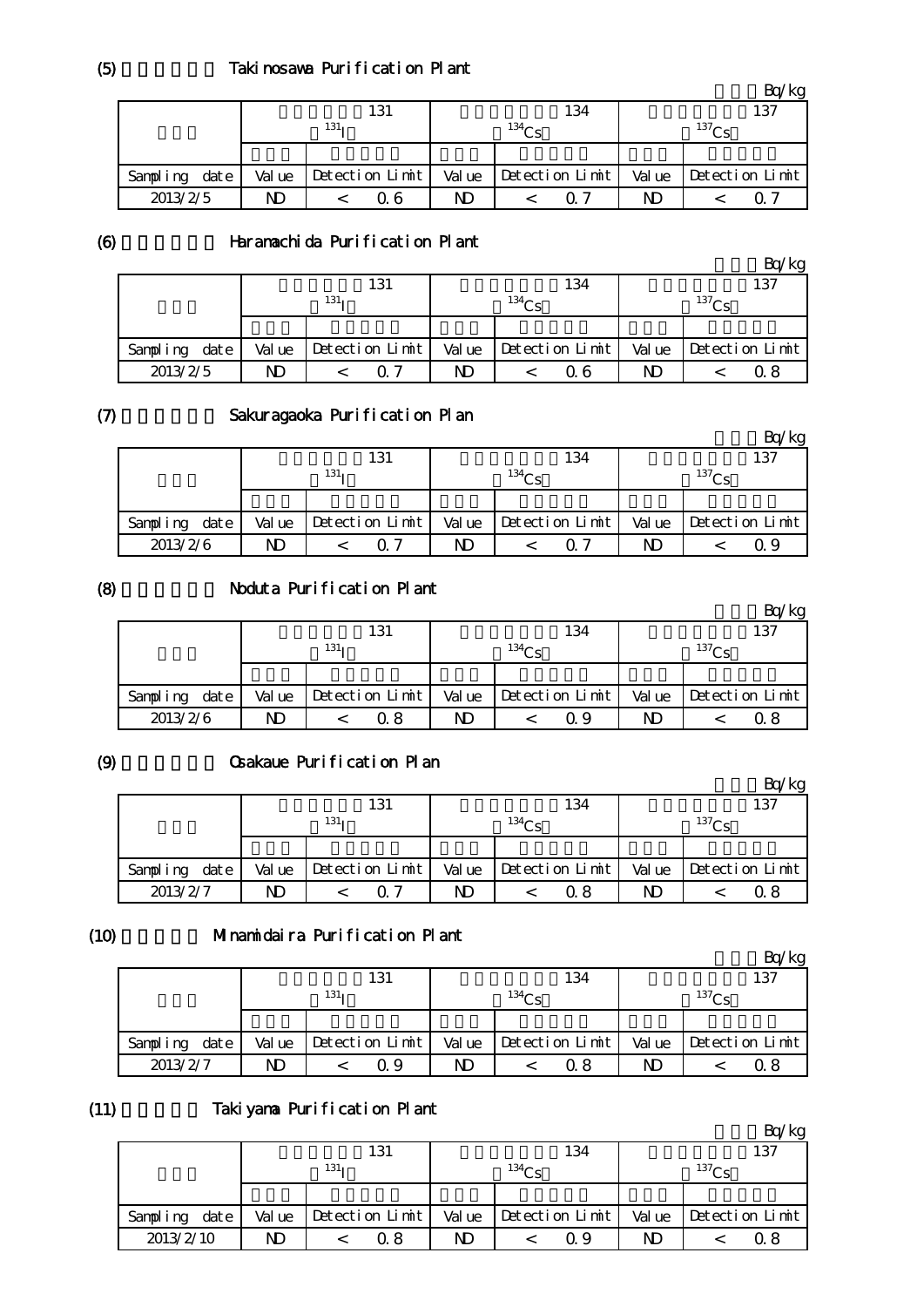## (5) Takinosawa Purification Plant

Bq/kg

| | 131 | | 134 | | 137 | |
|---|---|---|---|---|---|---|
| | $^{131}I$ | | $^{134}Cs$ | | $^{137}Cs$ | |
| | | | | | | |
| Sampling date | Value | Detection Limit | Value | Detection Limit | Value | Detection Limit |
| 2013/2/5 | ND | < 0.6 | ND | < 0.7 | ND | < 0.7 |

## (6) Haramachida Purification Plant

Bq/kg

| | 131 | | 134 | | 137 | |
|---|---|---|---|---|---|---|
| | $^{131}I$ | | $^{134}Cs$ | | $^{137}Cs$ | |
| | | | | | | |
| Sampling date | Value | Detection Limit | Value | Detection Limit | Value | Detection Limit |
| 2013/2/5 | ND | < 0.7 | ND | < 0.6 | ND | < 0.8 |

## (7) Sakuragaoka Purification Plan

Bq/kg

| | 131 | | 134 | | 137 | |
|---|---|---|---|---|---|---|
| | $^{131}I$ | | $^{134}Cs$ | | $^{137}Cs$ | |
| | | | | | | |
| Sampling date | Value | Detection Limit | Value | Detection Limit | Value | Detection Limit |
| 2013/2/6 | ND | < 0.7 | ND | < 0.7 | ND | < 0.9 |

## (8) Noduta Purification Plant

Bq/kg

| | 131 | | 134 | | 137 | |
|---|---|---|---|---|---|---|
| | $^{131}I$ | | $^{134}Cs$ | | $^{137}Cs$ | |
| | | | | | | |
| Sampling date | Value | Detection Limit | Value | Detection Limit | Value | Detection Limit |
| 2013/2/6 | ND | < 0.8 | ND | < 0.9 | ND | < 0.8 |

## (9) Osakaue Purification Plan

Bq/kg

| | 131 | | 134 | | 137 | |
|---|---|---|---|---|---|---|
| | $^{131}I$ | | $^{134}Cs$ | | $^{137}Cs$ | |
| | | | | | | |
| Sampling date | Value | Detection Limit | Value | Detection Limit | Value | Detection Limit |
| 2013/2/7 | ND | < 0.7 | ND | < 0.8 | ND | < 0.8 |

## (10) Minamidaira Purification Plant

Bq/kg

| | 131 | | 134 | | 137 | |
|---|---|---|---|---|---|---|
| | $^{131}I$ | | $^{134}Cs$ | | $^{137}Cs$ | |
| | | | | | | |
| Sampling date | Value | Detection Limit | Value | Detection Limit | Value | Detection Limit |
| 2013/2/7 | ND | < 0.9 | ND | < 0.8 | ND | < 0.8 |

## (11) Takiyama Purification Plant

Bq/kg

| | 131 | | 134 | | 137 | |
|---|---|---|---|---|---|---|
| | $^{131}I$ | | $^{134}Cs$ | | $^{137}Cs$ | |
| | | | | | | |
| Sampling date | Value | Detection Limit | Value | Detection Limit | Value | Detection Limit |
| 2013/2/10 | ND | < 0.8 | ND | < 0.9 | ND | < 0.8 |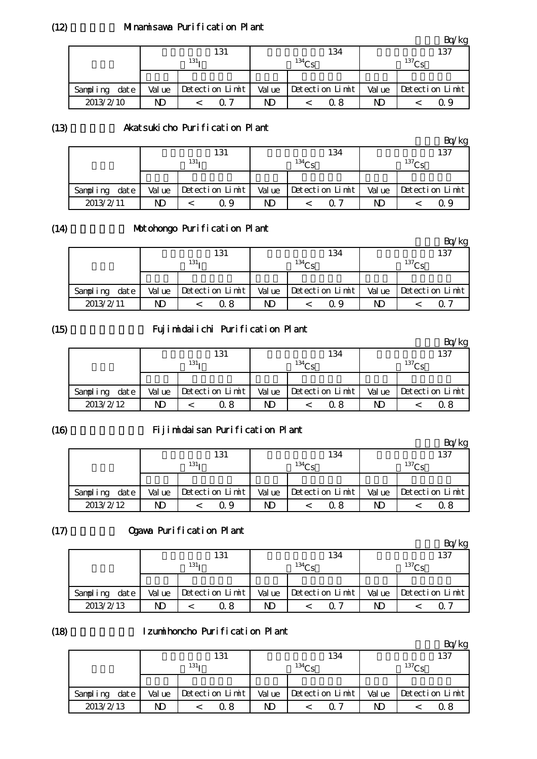## (12) Minamisawa Purification Plant

Bq/kg

| | 131 $^{131}I$ | | 134 $^{134}Cs$ | | 137 $^{137}Cs$ | |
|---|---|---|---|---|---|---|
| Sampling date | Value | Detection Limit | Value | Detection Limit | Value | Detection Limit |
| 2013/2/10 | ND | < 0.7 | ND | < 0.8 | ND | < 0.9 |

## (13) Akatsukicho Purification Plant

Bq/kg

| | 131 $^{131}I$ | | 134 $^{134}Cs$ | | 137 $^{137}Cs$ | |
|---|---|---|---|---|---|---|
| Sampling date | Value | Detection Limit | Value | Detection Limit | Value | Detection Limit |
| 2013/2/11 | ND | < 0.9 | ND | < 0.7 | ND | < 0.9 |

## (14) Motohongo Purification Plant

Bq/kg

| | 131 $^{131}I$ | | 134 $^{134}Cs$ | | 137 $^{137}Cs$ | |
|---|---|---|---|---|---|---|
| Sampling date | Value | Detection Limit | Value | Detection Limit | Value | Detection Limit |
| 2013/2/11 | ND | < 0.8 | ND | < 0.9 | ND | < 0.7 |

## (15) Fujimidaiichi Purification Plant

Bq/kg

| | 131 $^{131}I$ | | 134 $^{134}Cs$ | | 137 $^{137}Cs$ | |
|---|---|---|---|---|---|---|
| Sampling date | Value | Detection Limit | Value | Detection Limit | Value | Detection Limit |
| 2013/2/12 | ND | < 0.8 | ND | < 0.8 | ND | < 0.8 |

## (16) Fijimidaisan Purification Plant

Bq/kg

| | 131 $^{131}I$ | | 134 $^{134}Cs$ | | 137 $^{137}Cs$ | |
|---|---|---|---|---|---|---|
| Sampling date | Value | Detection Limit | Value | Detection Limit | Value | Detection Limit |
| 2013/2/12 | ND | < 0.9 | ND | < 0.8 | ND | < 0.8 |

## (17) Ogawa Purification Plant

Bq/kg

| | 131 $^{131}I$ | | 134 $^{134}Cs$ | | 137 $^{137}Cs$ | |
|---|---|---|---|---|---|---|
| Sampling date | Value | Detection Limit | Value | Detection Limit | Value | Detection Limit |
| 2013/2/13 | ND | < 0.8 | ND | < 0.7 | ND | < 0.7 |

## (18) Izumihoncho Purification Plant

Bq/kg

| | 131 $^{131}I$ | | 134 $^{134}Cs$ | | 137 $^{137}Cs$ | |
|---|---|---|---|---|---|---|
| Sampling date | Value | Detection Limit | Value | Detection Limit | Value | Detection Limit |
| 2013/2/13 | ND | < 0.8 | ND | < 0.7 | ND | < 0.8 |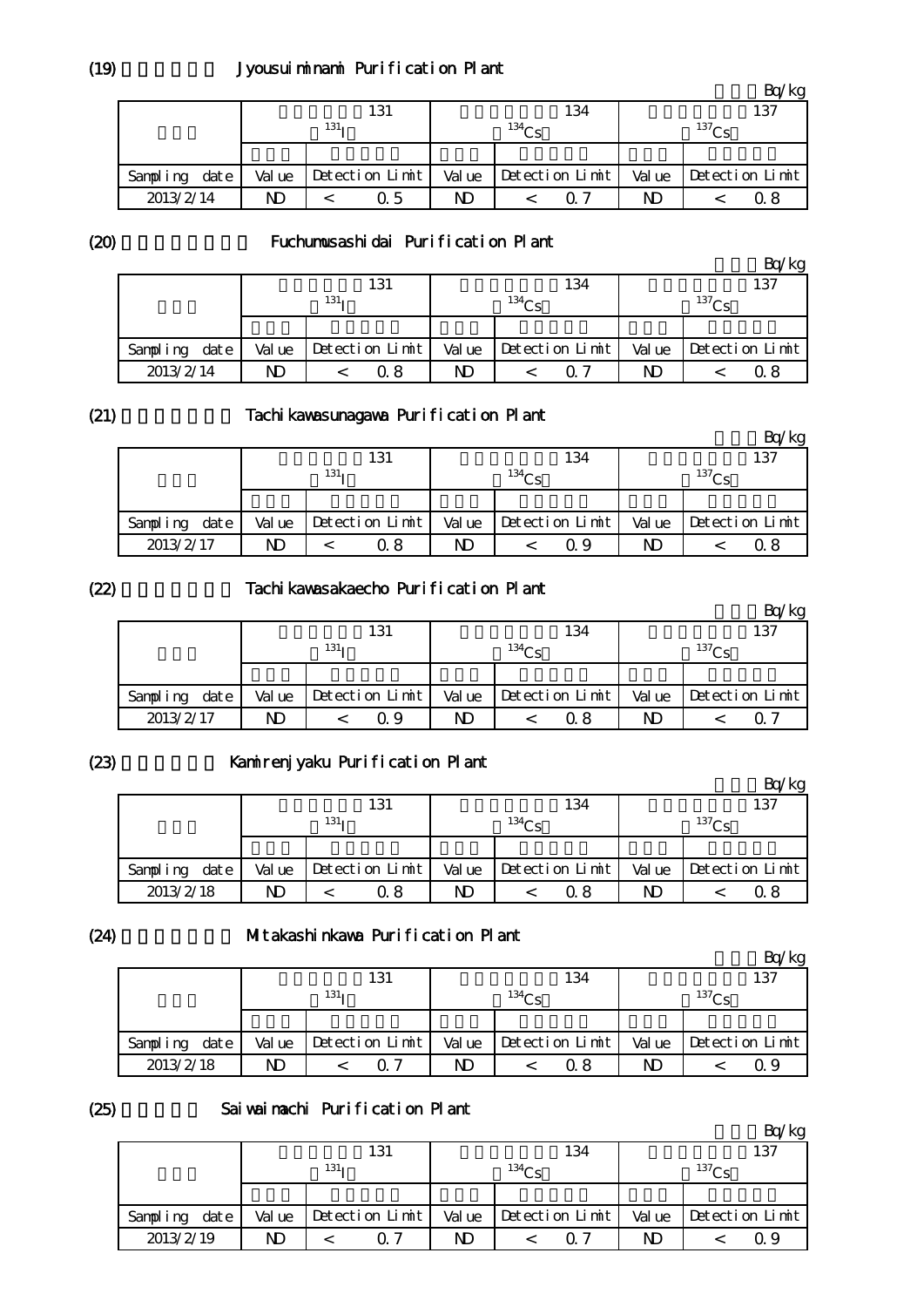## (19) Jyousuiminami Purification Plant

Bq/kg

| | 131 $^{131}I$ | | 134 $^{134}Cs$ | | 137 $^{137}Cs$ | |
|---|---|---|---|---|---|---|
| Sampling date | Value | Detection Limit | Value | Detection Limit | Value | Detection Limit |
| 2013/2/14 | ND | < 0.5 | ND | < 0.7 | ND | < 0.8 |

## (20) Fuchumusashidai Purification Plant

Bq/kg

| | 131 $^{131}I$ | | 134 $^{134}Cs$ | | 137 $^{137}Cs$ | |
|---|---|---|---|---|---|---|
| Sampling date | Value | Detection Limit | Value | Detection Limit | Value | Detection Limit |
| 2013/2/14 | ND | < 0.8 | ND | < 0.7 | ND | < 0.8 |

## (21) Tachikawasunagawa Purification Plant

Bq/kg

| | 131 $^{131}I$ | | 134 $^{134}Cs$ | | 137 $^{137}Cs$ | |
|---|---|---|---|---|---|---|
| Sampling date | Value | Detection Limit | Value | Detection Limit | Value | Detection Limit |
| 2013/2/17 | ND | < 0.8 | ND | < 0.9 | ND | < 0.8 |

## (22) Tachikawasakaecho Purification Plant

Bq/kg

| | 131 $^{131}I$ | | 134 $^{134}Cs$ | | 137 $^{137}Cs$ | |
|---|---|---|---|---|---|---|
| Sampling date | Value | Detection Limit | Value | Detection Limit | Value | Detection Limit |
| 2013/2/17 | ND | < 0.9 | ND | < 0.8 | ND | < 0.7 |

## (23) Kamirenjyaku Purification Plant

Bq/kg

| | 131 $^{131}I$ | | 134 $^{134}Cs$ | | 137 $^{137}Cs$ | |
|---|---|---|---|---|---|---|
| Sampling date | Value | Detection Limit | Value | Detection Limit | Value | Detection Limit |
| 2013/2/18 | ND | < 0.8 | ND | < 0.8 | ND | < 0.8 |

## (24) Mitakashinkawa Purification Plant

Bq/kg

| | 131 $^{131}I$ | | 134 $^{134}Cs$ | | 137 $^{137}Cs$ | |
|---|---|---|---|---|---|---|
| Sampling date | Value | Detection Limit | Value | Detection Limit | Value | Detection Limit |
| 2013/2/18 | ND | < 0.7 | ND | < 0.8 | ND | < 0.9 |

## (25) Saiwaimachi Purification Plant

Bq/kg

| | 131 $^{131}I$ | | 134 $^{134}Cs$ | | 137 $^{137}Cs$ | |
|---|---|---|---|---|---|---|
| Sampling date | Value | Detection Limit | Value | Detection Limit | Value | Detection Limit |
| 2013/2/19 | ND | < 0.7 | ND | < 0.7 | ND | < 0.9 |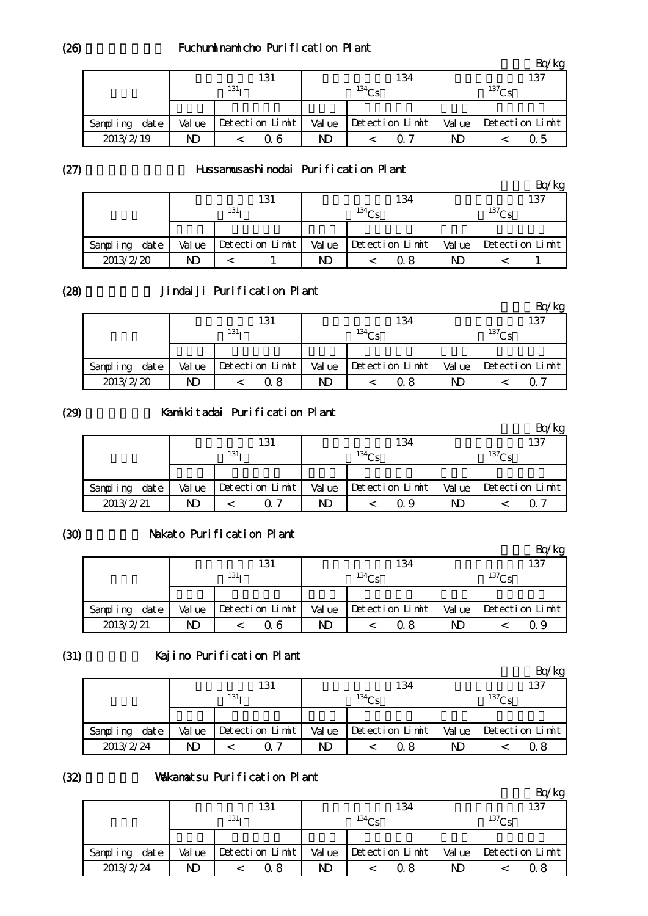(26) Fuchuminamicho Purification Plant

Bq/kg

| | 131 | | 134 | | 137 | |
|---|---|---|---|---|---|---|
| | $^{131}I$ | | $^{134}Cs$ | | $^{137}Cs$ | |
| Sampling date | Value | Detection Limit | Value | Detection Limit | Value | Detection Limit |
| 2013/2/19 | ND | < 0.6 | ND | < 0.7 | ND | < 0.5 |

(27) Hussamusashinodai Purification Plant

Bq/kg

| | 131 | | 134 | | 137 | |
|---|---|---|---|---|---|---|
| | $^{131}I$ | | $^{134}Cs$ | | $^{137}Cs$ | |
| Sampling date | Value | Detection Limit | Value | Detection Limit | Value | Detection Limit |
| 2013/2/20 | ND | < 1 | ND | < 0.8 | ND | < 1 |

(28) Jindaiji Purification Plant

Bq/kg

| | 131 | | 134 | | 137 | |
|---|---|---|---|---|---|---|
| | $^{131}I$ | | $^{134}Cs$ | | $^{137}Cs$ | |
| Sampling date | Value | Detection Limit | Value | Detection Limit | Value | Detection Limit |
| 2013/2/20 | ND | < 0.8 | ND | < 0.8 | ND | < 0.7 |

(29) Kamikitadai Purification Plant

Bq/kg

| | 131 | | 134 | | 137 | |
|---|---|---|---|---|---|---|
| | $^{131}I$ | | $^{134}Cs$ | | $^{137}Cs$ | |
| Sampling date | Value | Detection Limit | Value | Detection Limit | Value | Detection Limit |
| 2013/2/21 | ND | < 0.7 | ND | < 0.9 | ND | < 0.7 |

(30) Nakato Purification Plant

Bq/kg

| | 131 | | 134 | | 137 | |
|---|---|---|---|---|---|---|
| | $^{131}I$ | | $^{134}Cs$ | | $^{137}Cs$ | |
| Sampling date | Value | Detection Limit | Value | Detection Limit | Value | Detection Limit |
| 2013/2/21 | ND | < 0.6 | ND | < 0.8 | ND | < 0.9 |

(31) Kajino Purification Plant

Bq/kg

| | 131 | | 134 | | 137 | |
|---|---|---|---|---|---|---|
| | $^{131}I$ | | $^{134}Cs$ | | $^{137}Cs$ | |
| Sampling date | Value | Detection Limit | Value | Detection Limit | Value | Detection Limit |
| 2013/2/24 | ND | < 0.7 | ND | < 0.8 | ND | < 0.8 |

(32) Wakamatsu Purification Plant

Bq/kg

| | 131 | | 134 | | 137 | |
|---|---|---|---|---|---|---|
| | $^{131}I$ | | $^{134}Cs$ | | $^{137}Cs$ | |
| Sampling date | Value | Detection Limit | Value | Detection Limit | Value | Detection Limit |
| 2013/2/24 | ND | < 0.8 | ND | < 0.8 | ND | < 0.8 |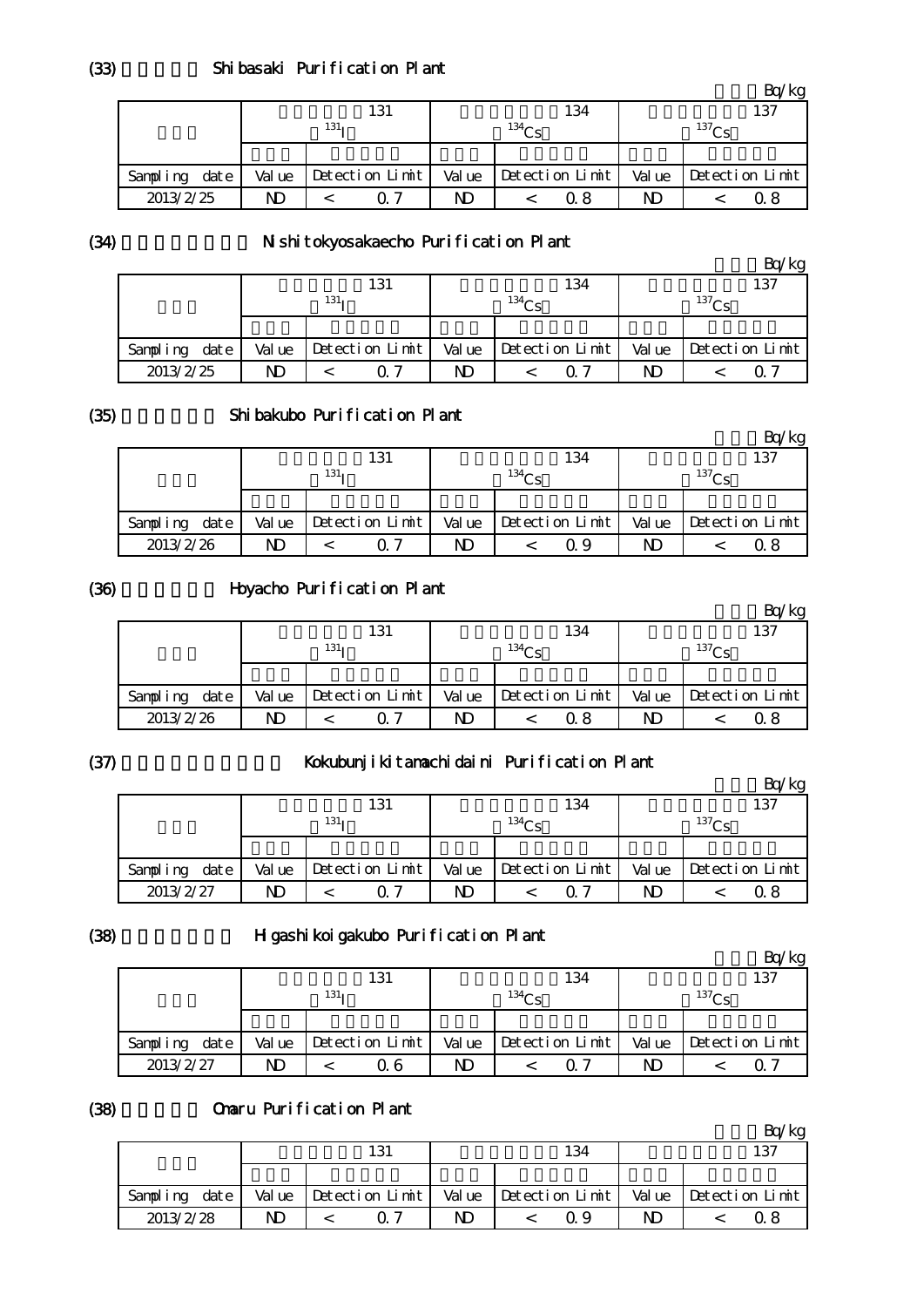(33) Shibasaki Purification Plant

Bq/kg

| | 131 $^{131}I$ | | 134 $^{134}Cs$ | | 137 $^{137}Cs$ | |
|---|---|---|---|---|---|---|
| | | | | | | |
| Sampling date | Value | Detection Limit | Value | Detection Limit | Value | Detection Limit |
| 2013/2/25 | ND | < 0.7 | ND | < 0.8 | ND | < 0.8 |

(34) Nishitokyosakaecho Purification Plant

Bq/kg

| | 131 $^{131}I$ | | 134 $^{134}Cs$ | | 137 $^{137}Cs$ | |
|---|---|---|---|---|---|---|
| | | | | | | |
| Sampling date | Value | Detection Limit | Value | Detection Limit | Value | Detection Limit |
| 2013/2/25 | ND | < 0.7 | ND | < 0.7 | ND | < 0.7 |

(35) Shibakubo Purification Plant

Bq/kg

| | 131 $^{131}I$ | | 134 $^{134}Cs$ | | 137 $^{137}Cs$ | |
|---|---|---|---|---|---|---|
| | | | | | | |
| Sampling date | Value | Detection Limit | Value | Detection Limit | Value | Detection Limit |
| 2013/2/26 | ND | < 0.7 | ND | < 0.9 | ND | < 0.8 |

(36) Hoyacho Purification Plant

Bq/kg

| | 131 $^{131}I$ | | 134 $^{134}Cs$ | | 137 $^{137}Cs$ | |
|---|---|---|---|---|---|---|
| | | | | | | |
| Sampling date | Value | Detection Limit | Value | Detection Limit | Value | Detection Limit |
| 2013/2/26 | ND | < 0.7 | ND | < 0.8 | ND | < 0.8 |

(37) Kokubunjikitamachidaini Purification Plant

Bq/kg

| | 131 $^{131}I$ | | 134 $^{134}Cs$ | | 137 $^{137}Cs$ | |
|---|---|---|---|---|---|---|
| | | | | | | |
| Sampling date | Value | Detection Limit | Value | Detection Limit | Value | Detection Limit |
| 2013/2/27 | ND | < 0.7 | ND | < 0.7 | ND | < 0.8 |

(38) Higashikoigakubo Purification Plant

Bq/kg

| | 131 $^{131}I$ | | 134 $^{134}Cs$ | | 137 $^{137}Cs$ | |
|---|---|---|---|---|---|---|
| | | | | | | |
| Sampling date | Value | Detection Limit | Value | Detection Limit | Value | Detection Limit |
| 2013/2/27 | ND | < 0.6 | ND | < 0.7 | ND | < 0.7 |

(38) Omaru Purification Plant

Bq/kg

| | 131 | | 134 | | 137 | |
|---|---|---|---|---|---|---|
| | | | | | | |
| Sampling date | Value | Detection Limit | Value | Detection Limit | Value | Detection Limit |
| 2013/2/28 | ND | < 0.7 | ND | < 0.9 | ND | < 0.8 |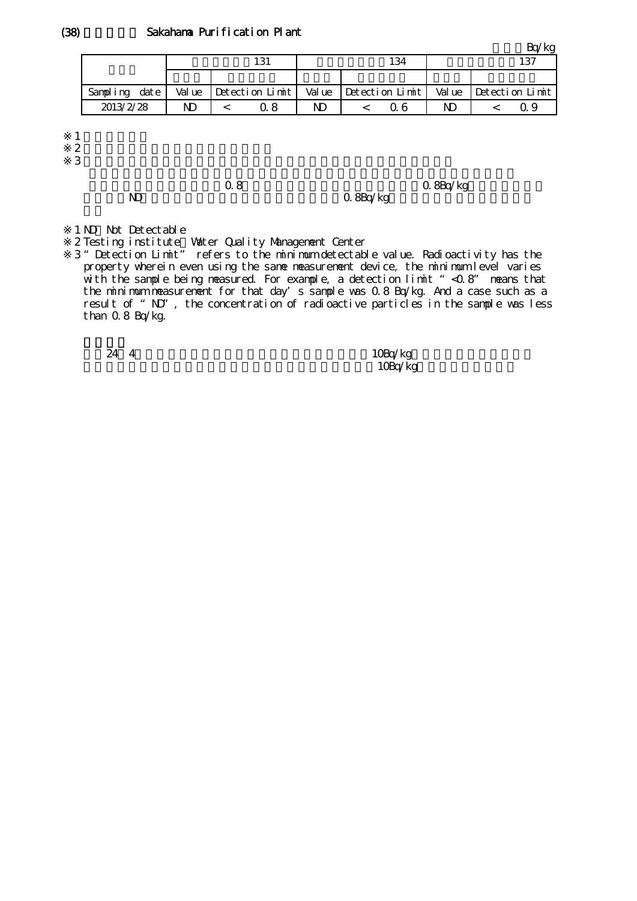(38) Sakahama Purification Plant

Bq/kg

| | 131 | | 134 | | 137 | |
|---|---|---|---|---|---|---|
| | | | | | | |
| Sampling date | Value | Detection Limit | Value | Detection Limit | Value | Detection Limit |
| 2013/2/28 | ND | < 0.8 | ND | < 0.6 | ND | < 0.9 |

※1

※2

※3

0.8 0.8Bq/kg

ND 0.8Bq/kg

※1 ND Not Detectable

※2 Testing institute Water Quality Management Center

※3 "Detection Limit" refers to the minimum detectable value. Radioactivity has the property wherein even using the same measurement device, the minimum level varies with the sample being measured. For example, a detection limit "<0.8" means that the minimum measurement for that day's sample was 0.8 Bq/kg. And a case such as a result of "ND", the concentration of radioactive particles in the sample was less than 0.8 Bq/kg.

24 4 10Bq/kg

10Bq/kg